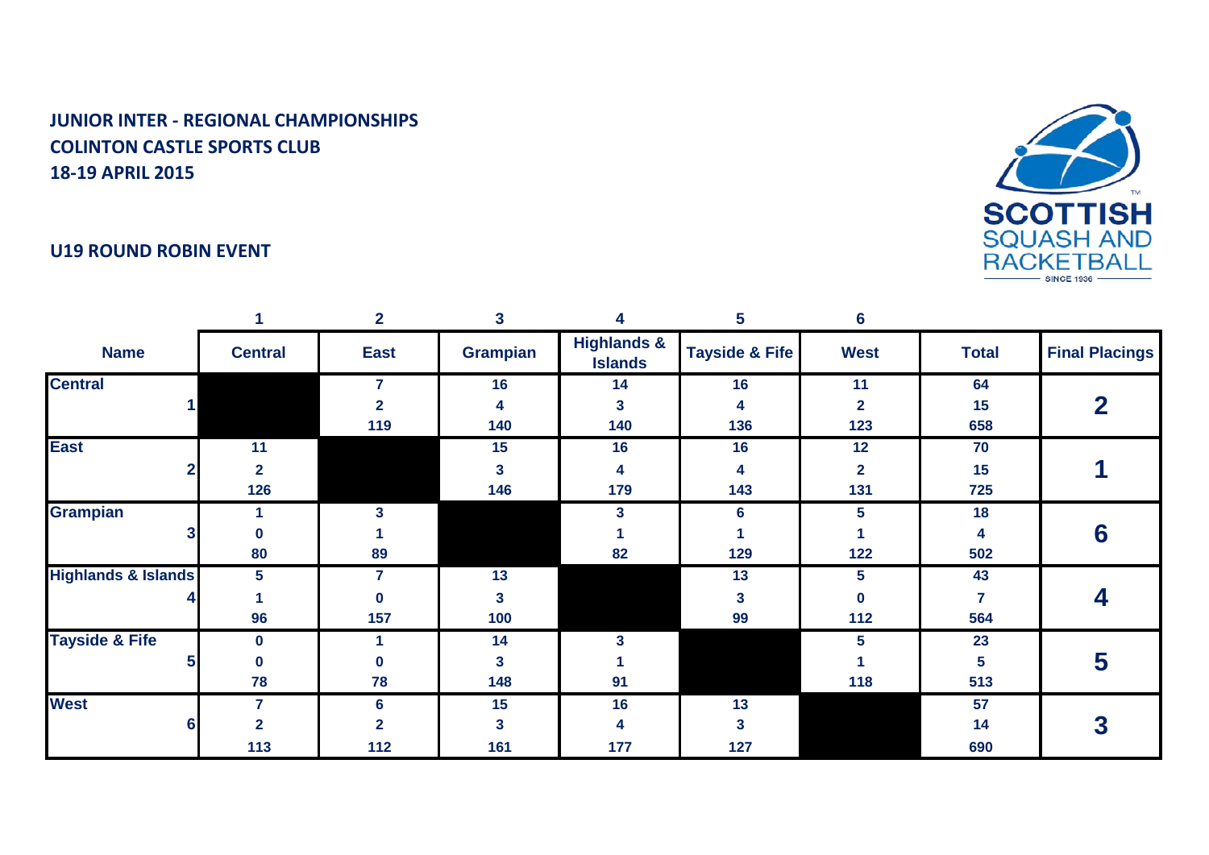**JUNIOR INTER - REGIONAL CHAMPIONSHIPS**
**COLINTON CASTLE SPORTS CLUB**
**18-19 APRIL 2015**

SCOTTISH SQUASH AND RACKETBALL SINCE 1936

**U19 ROUND ROBIN EVENT**

| | 1 | 2 | 3 | 4 | 5 | 6 | | |
|---|---|---|---|---|---|---|---|---|
| **Name** | **Central** | **East** | **Grampian** | **Highlands & Islands** | **Tayside & Fife** | **West** | **Total** | **Final Placings** |
| **Central** 1 | | 7<br>2<br>119 | 16<br>4<br>140 | 14<br>3<br>140 | 16<br>4<br>136 | 11<br>2<br>123 | 64<br>15<br>658 | **2** |
| **East** 2 | 11<br>2<br>126 | | 15<br>3<br>146 | 16<br>4<br>179 | 16<br>4<br>143 | 12<br>2<br>131 | 70<br>15<br>725 | **1** |
| **Grampian** 3 | 1<br>0<br>80 | 3<br>1<br>89 | | 3<br>1<br>82 | 6<br>1<br>129 | 5<br>1<br>122 | 18<br>4<br>502 | **6** |
| **Highlands & Islands** 4 | 5<br>1<br>96 | 7<br>0<br>157 | 13<br>3<br>100 | | 13<br>3<br>99 | 5<br>0<br>112 | 43<br>7<br>564 | **4** |
| **Tayside & Fife** 5 | 0<br>0<br>78 | 1<br>0<br>78 | 14<br>3<br>148 | 3<br>1<br>91 | | 5<br>1<br>118 | 23<br>5<br>513 | **5** |
| **West** 6 | 7<br>2<br>113 | 6<br>2<br>112 | 15<br>3<br>161 | 16<br>4<br>177 | 13<br>3<br>127 | | 57<br>14<br>690 | **3** |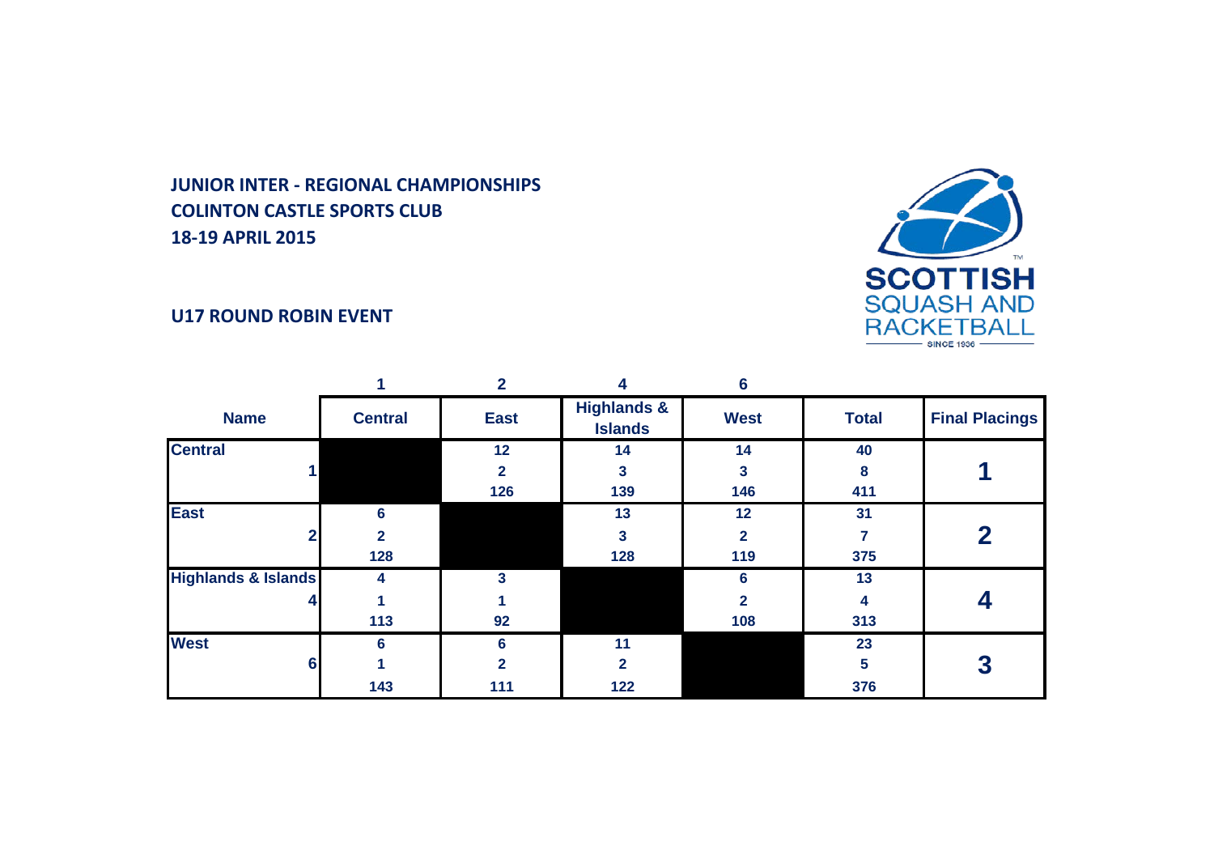**JUNIOR INTER - REGIONAL CHAMPIONSHIPS**
**COLINTON CASTLE SPORTS CLUB**
**18-19 APRIL 2015**

**SCOTTISH SQUASH AND RACKETBALL**
SINCE 1936

## U17 ROUND ROBIN EVENT

| | 1 | 2 | 4 | 6 | | |
|---|---|---|---|---|---|---|
| **Name** | **Central** | **East** | **Highlands & Islands** | **West** | **Total** | **Final Placings** |
| **Central** 1 | | 12<br>2<br>126 | 14<br>3<br>139 | 14<br>3<br>146 | 40<br>8<br>411 | 1 |
| **East** 2 | 6<br>2<br>128 | | 13<br>3<br>128 | 12<br>2<br>119 | 31<br>7<br>375 | 2 |
| **Highlands & Islands** 4 | 4<br>1<br>113 | 3<br>1<br>92 | | 6<br>2<br>108 | 13<br>4<br>313 | 4 |
| **West** 6 | 6<br>1<br>143 | 6<br>2<br>111 | 11<br>2<br>122 | | 23<br>5<br>376 | 3 |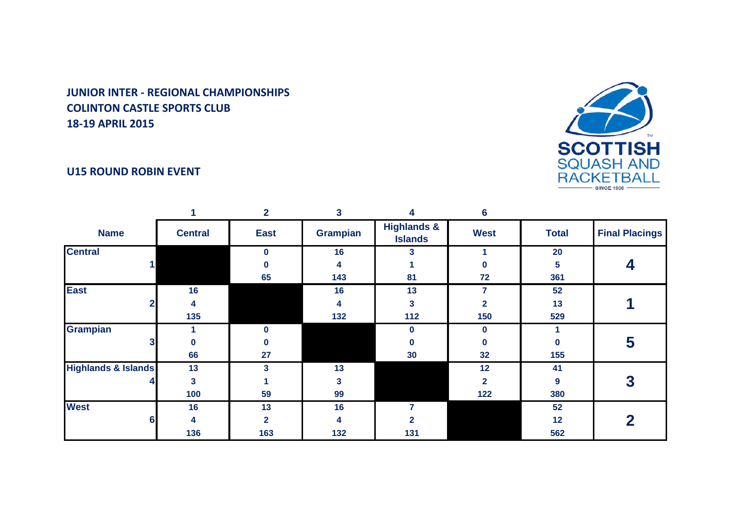**JUNIOR INTER - REGIONAL CHAMPIONSHIPS**
**COLINTON CASTLE SPORTS CLUB**
**18-19 APRIL 2015**

**SCOTTISH SQUASH AND RACKETBALL** SINCE 1936

## U15 ROUND ROBIN EVENT

| | 1 | 2 | 3 | 4 | 6 | | |
|---|---|---|---|---|---|---|---|
| **Name** | **Central** | **East** | **Grampian** | **Highlands & Islands** | **West** | **Total** | **Final Placings** |
| **Central** 1 | | 0<br>0<br>65 | 16<br>4<br>143 | 3<br>1<br>81 | 1<br>0<br>72 | 20<br>5<br>361 | **4** |
| **East** 2 | 16<br>4<br>135 | | 16<br>4<br>132 | 13<br>3<br>112 | 7<br>2<br>150 | 52<br>13<br>529 | **1** |
| **Grampian** 3 | 1<br>0<br>66 | 0<br>0<br>27 | | 0<br>0<br>30 | 0<br>0<br>32 | 1<br>0<br>155 | **5** |
| **Highlands & Islands** 4 | 13<br>3<br>100 | 3<br>1<br>59 | 13<br>3<br>99 | | 12<br>2<br>122 | 41<br>9<br>380 | **3** |
| **West** 6 | 16<br>4<br>136 | 13<br>2<br>163 | 16<br>4<br>132 | 7<br>2<br>131 | | 52<br>12<br>562 | **2** |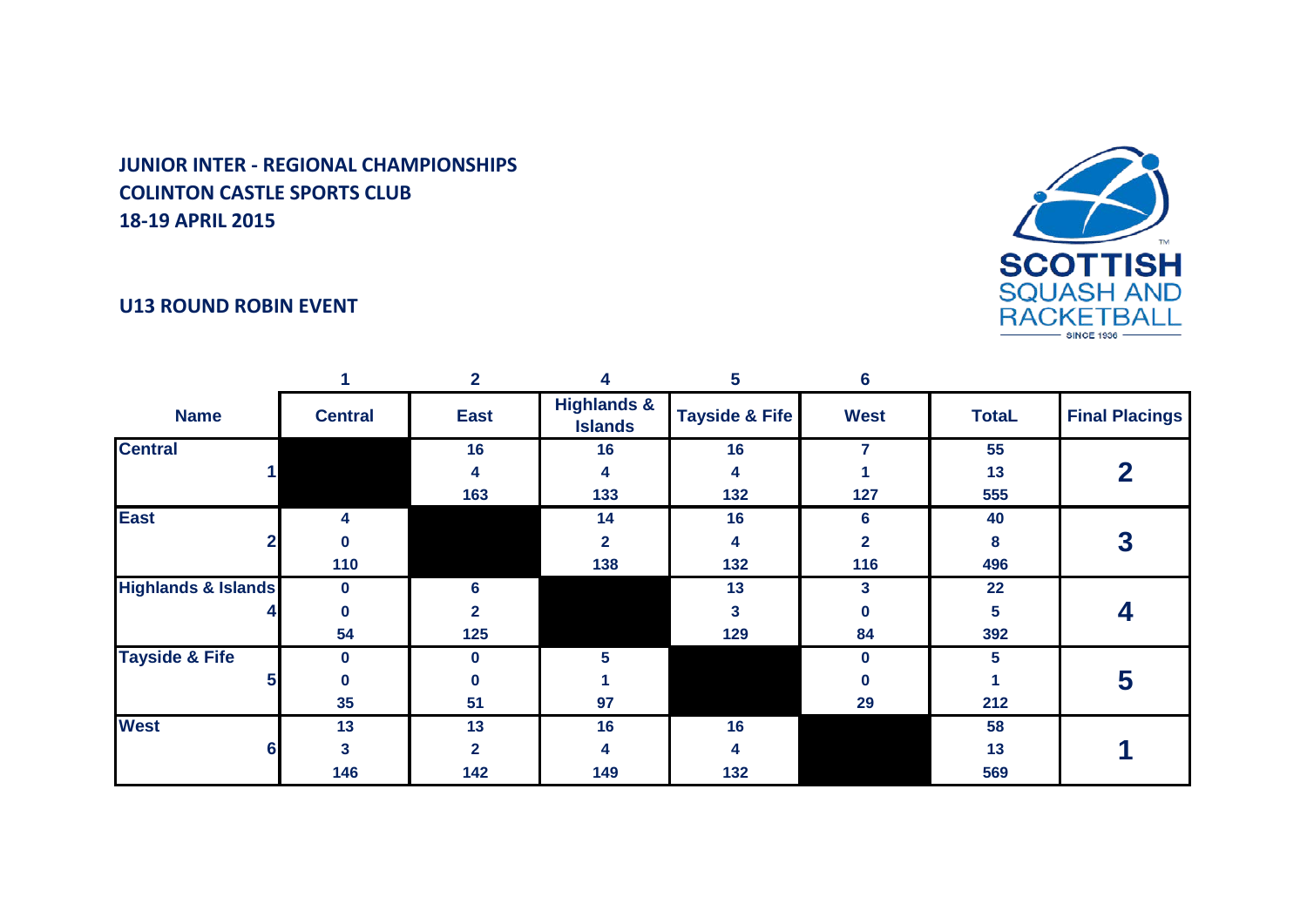**JUNIOR INTER - REGIONAL CHAMPIONSHIPS**
**COLINTON CASTLE SPORTS CLUB**
**18-19 APRIL 2015**

**U13 ROUND ROBIN EVENT**

| | 1 | 2 | 4 | 5 | 6 | | |
|---|---|---|---|---|---|---|---|
| **Name** | **Central** | **East** | **Highlands & Islands** | **Tayside & Fife** | **West** | **TotaL** | **Final Placings** |
| **Central** | | 16 | 16 | 16 | 7 | 55 | |
| 1 | | 4 | 4 | 4 | 1 | 13 | **2** |
| | | 163 | 133 | 132 | 127 | 555 | |
| **East** | 4 | | 14 | 16 | 6 | 40 | |
| 2 | 0 | | 2 | 4 | 2 | 8 | **3** |
| | 110 | | 138 | 132 | 116 | 496 | |
| **Highlands & Islands** | 0 | 6 | | 13 | 3 | 22 | |
| 4 | 0 | 2 | | 3 | 0 | 5 | **4** |
| | 54 | 125 | | 129 | 84 | 392 | |
| **Tayside & Fife** | 0 | 0 | 5 | | 0 | 5 | |
| 5 | 0 | 0 | 1 | | 0 | 1 | **5** |
| | 35 | 51 | 97 | | 29 | 212 | |
| **West** | 13 | 13 | 16 | 16 | | 58 | |
| 6 | 3 | 2 | 4 | 4 | | 13 | **1** |
| | 146 | 142 | 149 | 132 | | 569 | |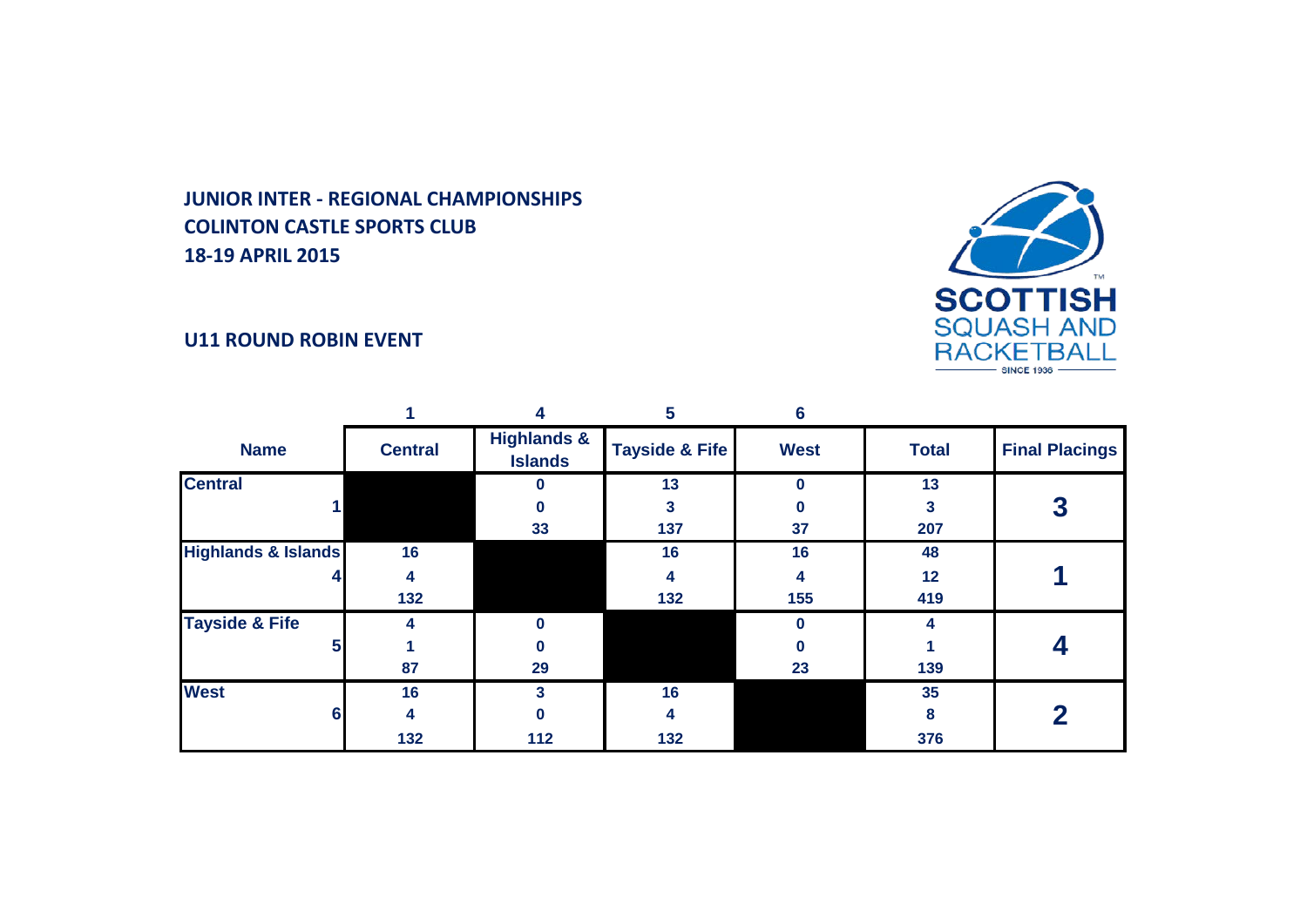**JUNIOR INTER - REGIONAL CHAMPIONSHIPS**
**COLINTON CASTLE SPORTS CLUB**
**18-19 APRIL 2015**

**U11 ROUND ROBIN EVENT**

| | 1 | 4 | 5 | 6 | | |
|---|---|---|---|---|---|---|
| **Name** | **Central** | **Highlands & Islands** | **Tayside & Fife** | **West** | **Total** | **Final Placings** |
| **Central** | | 0 | 13 | 0 | 13 | |
| 1 | | 0 | 3 | 0 | 3 | **3** |
| | | 33 | 137 | 37 | 207 | |
| **Highlands & Islands** | 16 | | 16 | 16 | 48 | |
| 4 | 4 | | 4 | 4 | 12 | **1** |
| | 132 | | 132 | 155 | 419 | |
| **Tayside & Fife** | 4 | 0 | | 0 | 4 | |
| 5 | 1 | 0 | | 0 | 1 | **4** |
| | 87 | 29 | | 23 | 139 | |
| **West** | 16 | 3 | 16 | | 35 | |
| 6 | 4 | 0 | 4 | | 8 | **2** |
| | 132 | 112 | 132 | | 376 | |